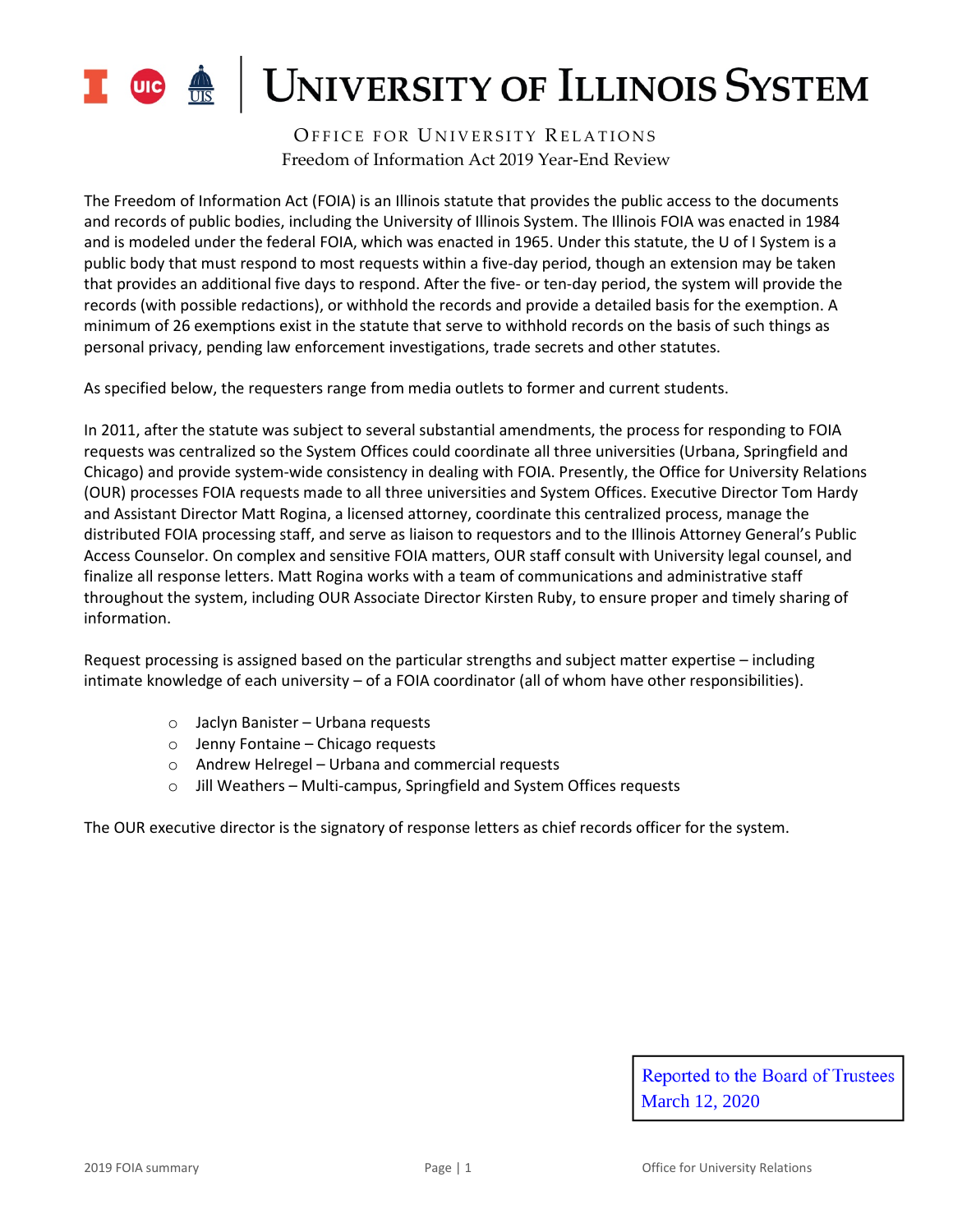# UNIVERSITY OF ILLINOIS SYSTEM

## OFFICE FOR UNIVERSITY RELATIONS
### Freedom of Information Act 2019 Year-End Review

The Freedom of Information Act (FOIA) is an Illinois statute that provides the public access to the documents and records of public bodies, including the University of Illinois System. The Illinois FOIA was enacted in 1984 and is modeled under the federal FOIA, which was enacted in 1965. Under this statute, the U of I System is a public body that must respond to most requests within a five-day period, though an extension may be taken that provides an additional five days to respond. After the five- or ten-day period, the system will provide the records (with possible redactions), or withhold the records and provide a detailed basis for the exemption. A minimum of 26 exemptions exist in the statute that serve to withhold records on the basis of such things as personal privacy, pending law enforcement investigations, trade secrets and other statutes.

As specified below, the requesters range from media outlets to former and current students.

In 2011, after the statute was subject to several substantial amendments, the process for responding to FOIA requests was centralized so the System Offices could coordinate all three universities (Urbana, Springfield and Chicago) and provide system-wide consistency in dealing with FOIA. Presently, the Office for University Relations (OUR) processes FOIA requests made to all three universities and System Offices. Executive Director Tom Hardy and Assistant Director Matt Rogina, a licensed attorney, coordinate this centralized process, manage the distributed FOIA processing staff, and serve as liaison to requestors and to the Illinois Attorney General's Public Access Counselor. On complex and sensitive FOIA matters, OUR staff consult with University legal counsel, and finalize all response letters. Matt Rogina works with a team of communications and administrative staff throughout the system, including OUR Associate Director Kirsten Ruby, to ensure proper and timely sharing of information.

Request processing is assigned based on the particular strengths and subject matter expertise – including intimate knowledge of each university – of a FOIA coordinator (all of whom have other responsibilities).

- Jaclyn Banister – Urbana requests
- Jenny Fontaine – Chicago requests
- Andrew Helregel – Urbana and commercial requests
- Jill Weathers – Multi-campus, Springfield and System Offices requests

The OUR executive director is the signatory of response letters as chief records officer for the system.

Reported to the Board of Trustees
March 12, 2020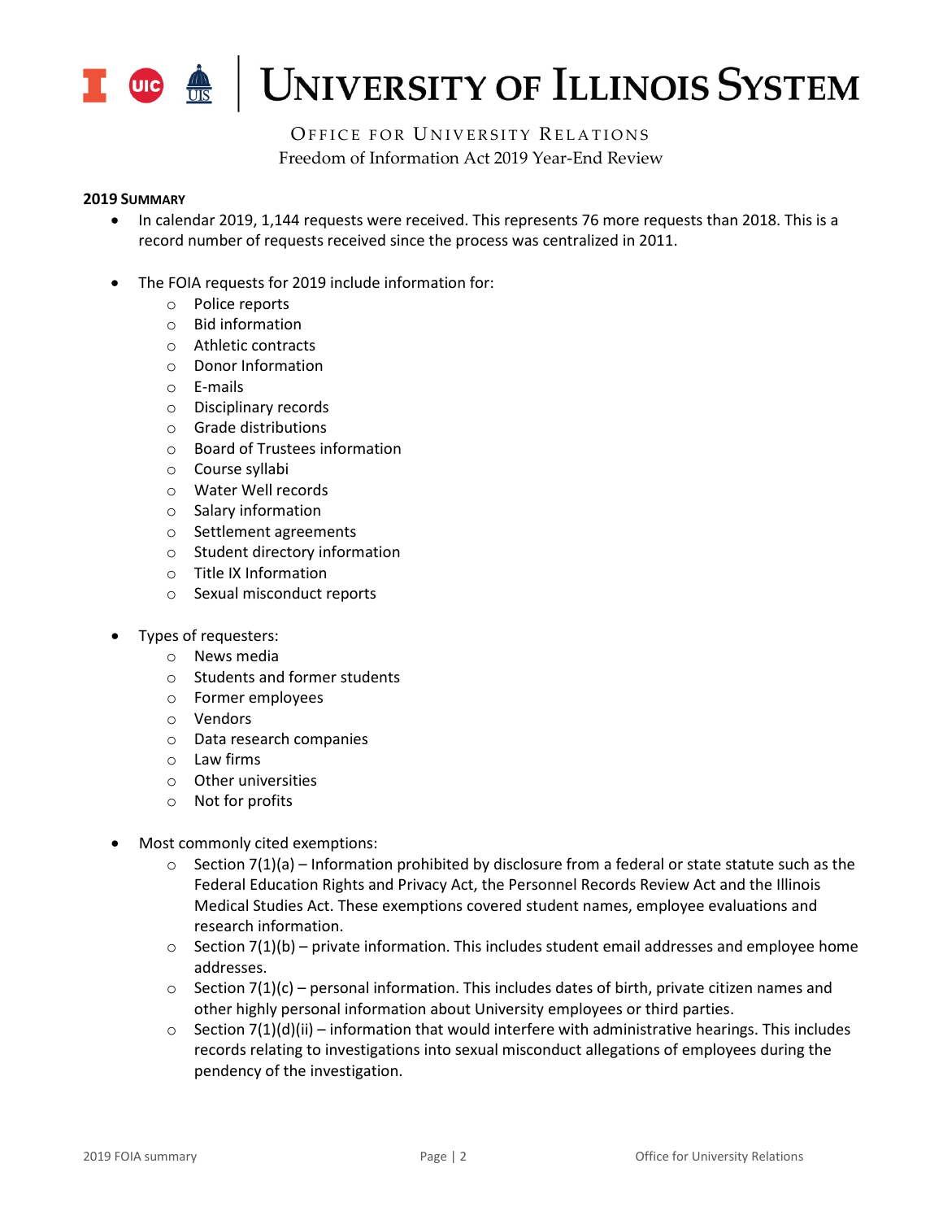# University of Illinois System

Office for University Relations

Freedom of Information Act 2019 Year-End Review

**2019 Summary**

- In calendar 2019, 1,144 requests were received. This represents 76 more requests than 2018. This is a record number of requests received since the process was centralized in 2011.

- The FOIA requests for 2019 include information for:
    - Police reports
    - Bid information
    - Athletic contracts
    - Donor Information
    - E-mails
    - Disciplinary records
    - Grade distributions
    - Board of Trustees information
    - Course syllabi
    - Water Well records
    - Salary information
    - Settlement agreements
    - Student directory information
    - Title IX Information
    - Sexual misconduct reports

- Types of requesters:
    - News media
    - Students and former students
    - Former employees
    - Vendors
    - Data research companies
    - Law firms
    - Other universities
    - Not for profits

- Most commonly cited exemptions:
    - Section 7(1)(a) – Information prohibited by disclosure from a federal or state statute such as the Federal Education Rights and Privacy Act, the Personnel Records Review Act and the Illinois Medical Studies Act. These exemptions covered student names, employee evaluations and research information.
    - Section 7(1)(b) – private information. This includes student email addresses and employee home addresses.
    - Section 7(1)(c) – personal information. This includes dates of birth, private citizen names and other highly personal information about University employees or third parties.
    - Section 7(1)(d)(ii) – information that would interfere with administrative hearings. This includes records relating to investigations into sexual misconduct allegations of employees during the pendency of the investigation.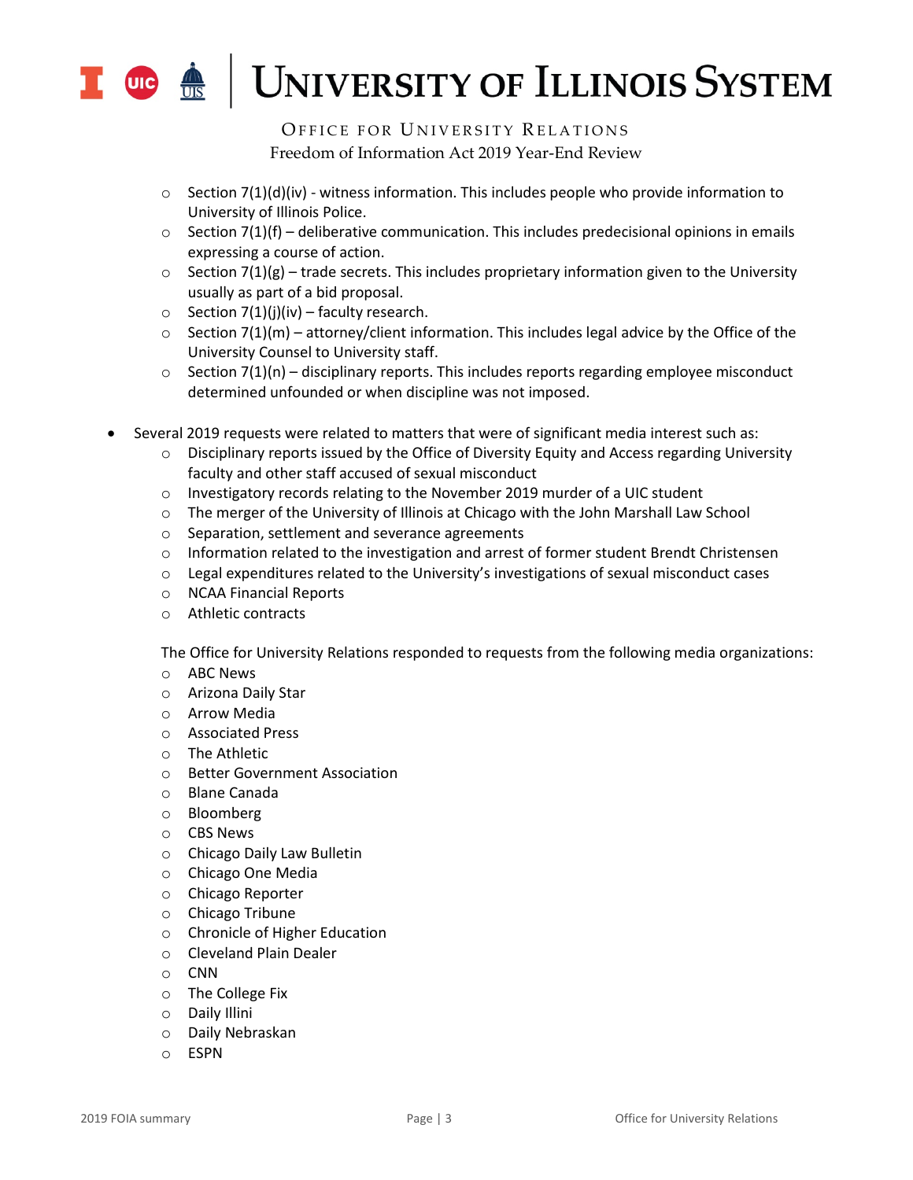- Section 7(1)(d)(iv) - witness information. This includes people who provide information to University of Illinois Police.
- Section 7(1)(f) – deliberative communication. This includes predecisional opinions in emails expressing a course of action.
- Section 7(1)(g) – trade secrets. This includes proprietary information given to the University usually as part of a bid proposal.
- Section 7(1)(j)(iv) – faculty research.
- Section 7(1)(m) – attorney/client information. This includes legal advice by the Office of the University Counsel to University staff.
- Section 7(1)(n) – disciplinary reports. This includes reports regarding employee misconduct determined unfounded or when discipline was not imposed.

- Several 2019 requests were related to matters that were of significant media interest such as:
  - Disciplinary reports issued by the Office of Diversity Equity and Access regarding University faculty and other staff accused of sexual misconduct
  - Investigatory records relating to the November 2019 murder of a UIC student
  - The merger of the University of Illinois at Chicago with the John Marshall Law School
  - Separation, settlement and severance agreements
  - Information related to the investigation and arrest of former student Brendt Christensen
  - Legal expenditures related to the University's investigations of sexual misconduct cases
  - NCAA Financial Reports
  - Athletic contracts

  The Office for University Relations responded to requests from the following media organizations:
  - ABC News
  - Arizona Daily Star
  - Arrow Media
  - Associated Press
  - The Athletic
  - Better Government Association
  - Blane Canada
  - Bloomberg
  - CBS News
  - Chicago Daily Law Bulletin
  - Chicago One Media
  - Chicago Reporter
  - Chicago Tribune
  - Chronicle of Higher Education
  - Cleveland Plain Dealer
  - CNN
  - The College Fix
  - Daily Illini
  - Daily Nebraskan
  - ESPN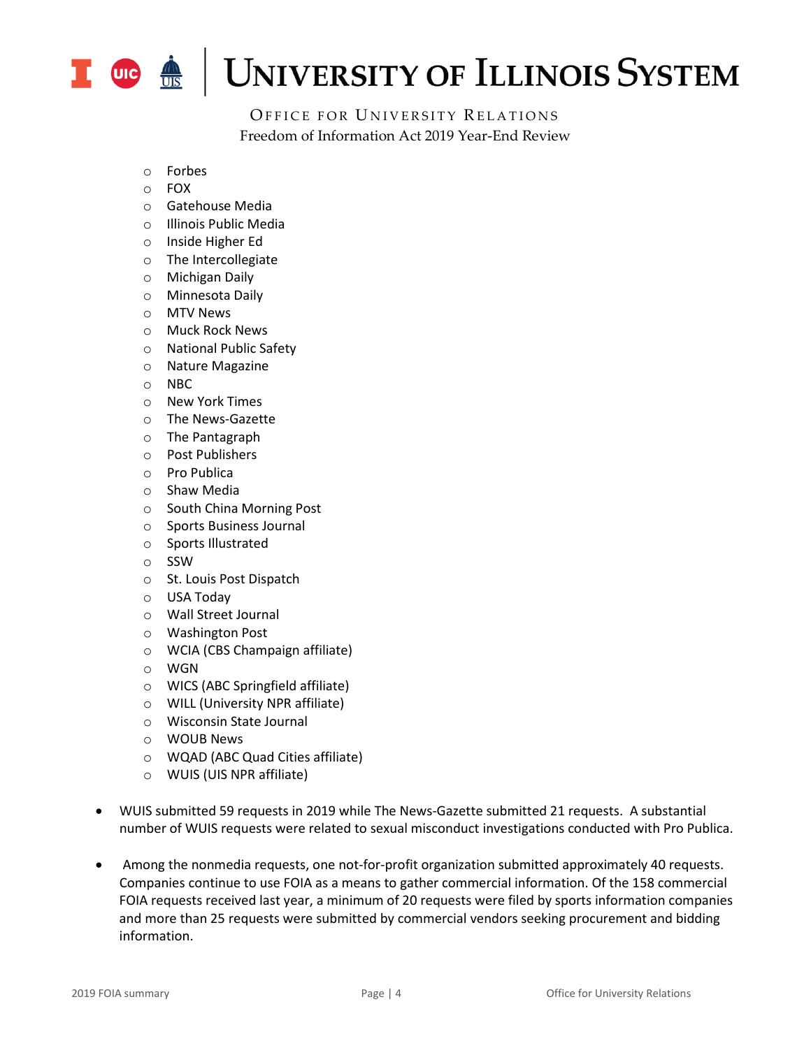- Forbes
- FOX
- Gatehouse Media
- Illinois Public Media
- Inside Higher Ed
- The Intercollegiate
- Michigan Daily
- Minnesota Daily
- MTV News
- Muck Rock News
- National Public Safety
- Nature Magazine
- NBC
- New York Times
- The News-Gazette
- The Pantagraph
- Post Publishers
- Pro Publica
- Shaw Media
- South China Morning Post
- Sports Business Journal
- Sports Illustrated
- SSW
- St. Louis Post Dispatch
- USA Today
- Wall Street Journal
- Washington Post
- WCIA (CBS Champaign affiliate)
- WGN
- WICS (ABC Springfield affiliate)
- WILL (University NPR affiliate)
- Wisconsin State Journal
- WOUB News
- WQAD (ABC Quad Cities affiliate)
- WUIS (UIS NPR affiliate)

- WUIS submitted 59 requests in 2019 while The News-Gazette submitted 21 requests. A substantial number of WUIS requests were related to sexual misconduct investigations conducted with Pro Publica.

- Among the nonmedia requests, one not-for-profit organization submitted approximately 40 requests. Companies continue to use FOIA as a means to gather commercial information. Of the 158 commercial FOIA requests received last year, a minimum of 20 requests were filed by sports information companies and more than 25 requests were submitted by commercial vendors seeking procurement and bidding information.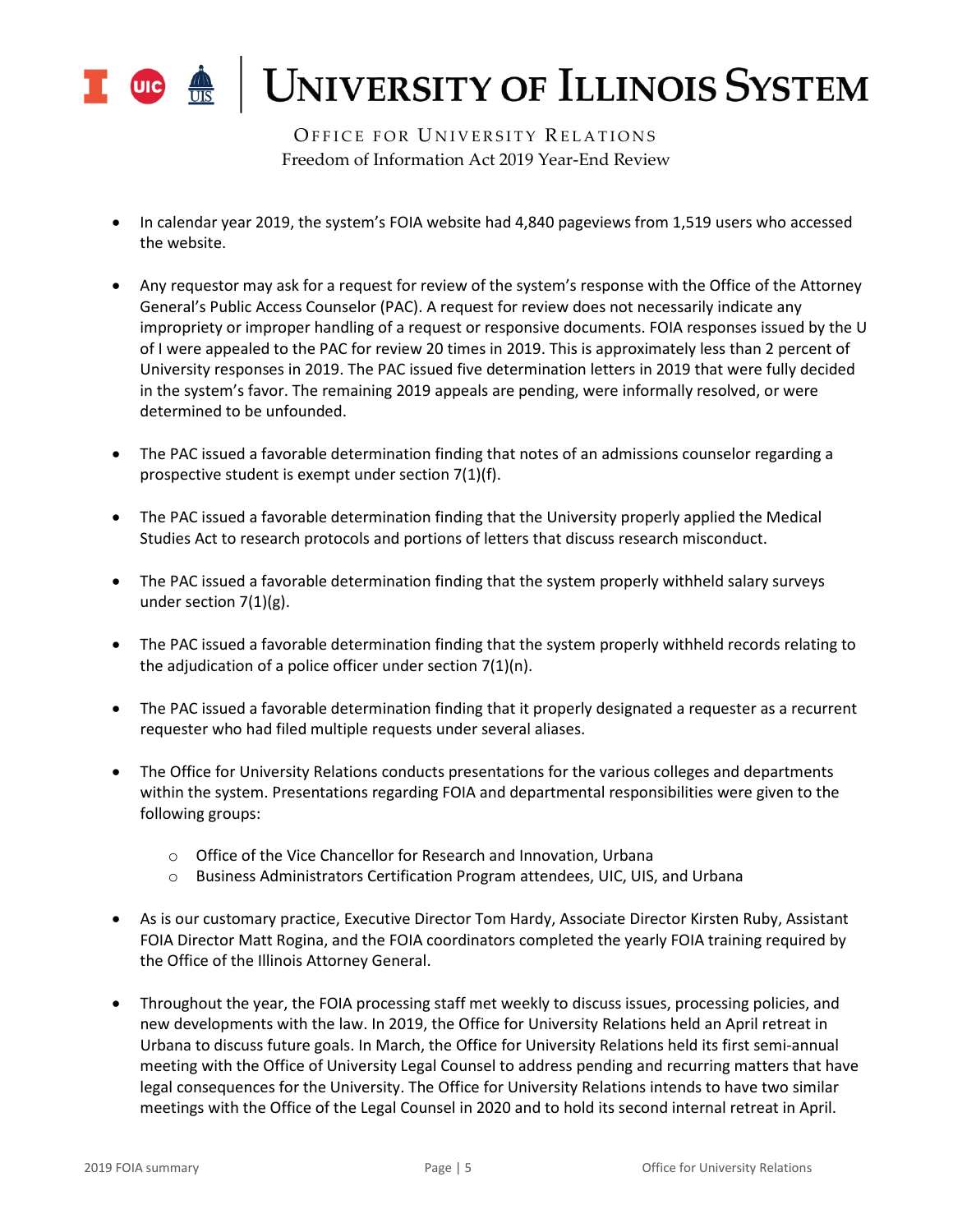# University of Illinois System

Office for University Relations

Freedom of Information Act 2019 Year-End Review

- In calendar year 2019, the system's FOIA website had 4,840 pageviews from 1,519 users who accessed the website.

- Any requestor may ask for a request for review of the system's response with the Office of the Attorney General's Public Access Counselor (PAC). A request for review does not necessarily indicate any impropriety or improper handling of a request or responsive documents. FOIA responses issued by the U of I were appealed to the PAC for review 20 times in 2019. This is approximately less than 2 percent of University responses in 2019. The PAC issued five determination letters in 2019 that were fully decided in the system's favor. The remaining 2019 appeals are pending, were informally resolved, or were determined to be unfounded.

- The PAC issued a favorable determination finding that notes of an admissions counselor regarding a prospective student is exempt under section 7(1)(f).

- The PAC issued a favorable determination finding that the University properly applied the Medical Studies Act to research protocols and portions of letters that discuss research misconduct.

- The PAC issued a favorable determination finding that the system properly withheld salary surveys under section 7(1)(g).

- The PAC issued a favorable determination finding that the system properly withheld records relating to the adjudication of a police officer under section 7(1)(n).

- The PAC issued a favorable determination finding that it properly designated a requester as a recurrent requester who had filed multiple requests under several aliases.

- The Office for University Relations conducts presentations for the various colleges and departments within the system. Presentations regarding FOIA and departmental responsibilities were given to the following groups:
  - Office of the Vice Chancellor for Research and Innovation, Urbana
  - Business Administrators Certification Program attendees, UIC, UIS, and Urbana

- As is our customary practice, Executive Director Tom Hardy, Associate Director Kirsten Ruby, Assistant FOIA Director Matt Rogina, and the FOIA coordinators completed the yearly FOIA training required by the Office of the Illinois Attorney General.

- Throughout the year, the FOIA processing staff met weekly to discuss issues, processing policies, and new developments with the law. In 2019, the Office for University Relations held an April retreat in Urbana to discuss future goals. In March, the Office for University Relations held its first semi-annual meeting with the Office of University Legal Counsel to address pending and recurring matters that have legal consequences for the University. The Office for University Relations intends to have two similar meetings with the Office of the Legal Counsel in 2020 and to hold its second internal retreat in April.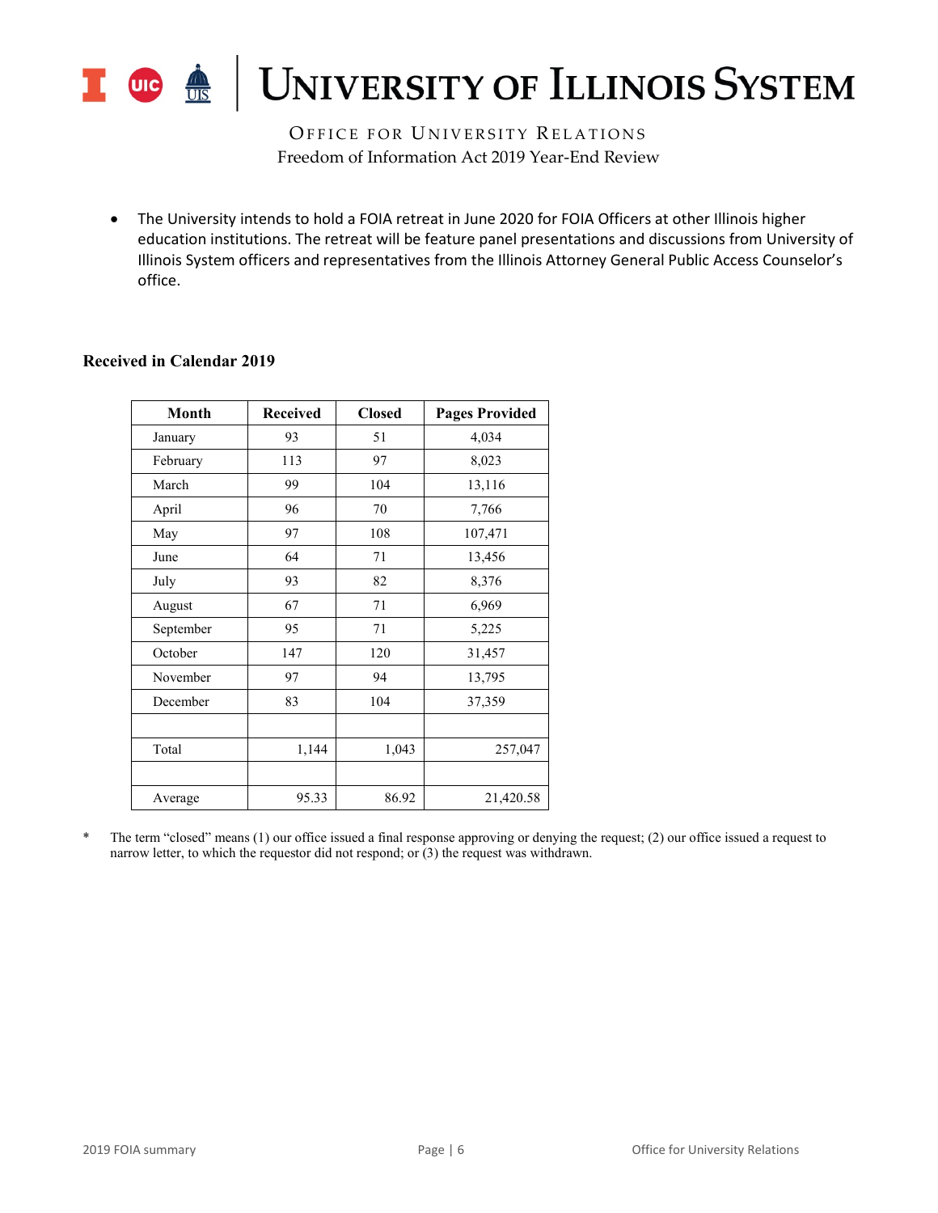- The University intends to hold a FOIA retreat in June 2020 for FOIA Officers at other Illinois higher education institutions. The retreat will be feature panel presentations and discussions from University of Illinois System officers and representatives from the Illinois Attorney General Public Access Counselor's office.

**Received in Calendar 2019**

| Month | Received | Closed | Pages Provided |
|---|---|---|---|
| January | 93 | 51 | 4,034 |
| February | 113 | 97 | 8,023 |
| March | 99 | 104 | 13,116 |
| April | 96 | 70 | 7,766 |
| May | 97 | 108 | 107,471 |
| June | 64 | 71 | 13,456 |
| July | 93 | 82 | 8,376 |
| August | 67 | 71 | 6,969 |
| September | 95 | 71 | 5,225 |
| October | 147 | 120 | 31,457 |
| November | 97 | 94 | 13,795 |
| December | 83 | 104 | 37,359 |
| | | | |
| Total | 1,144 | 1,043 | 257,047 |
| | | | |
| Average | 95.33 | 86.92 | 21,420.58 |

\* The term "closed" means (1) our office issued a final response approving or denying the request; (2) our office issued a request to narrow letter, to which the requestor did not respond; or (3) the request was withdrawn.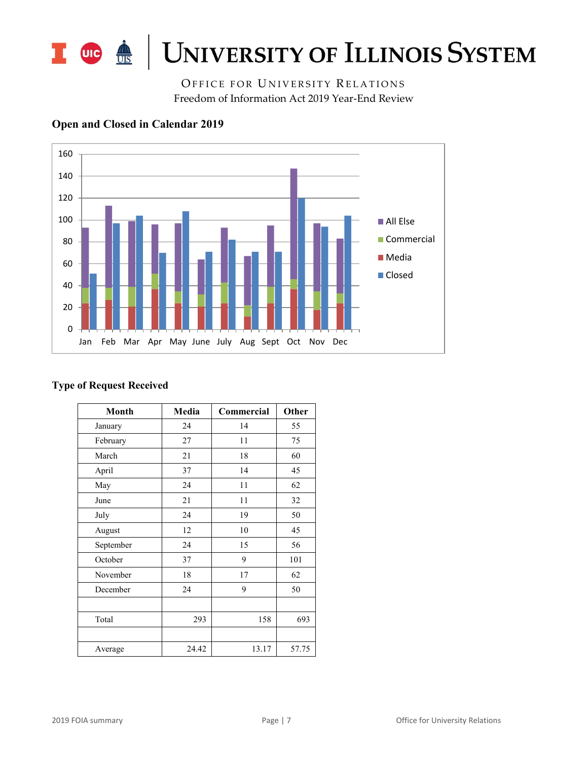# UNIVERSITY OF ILLINOIS SYSTEM

OFFICE FOR UNIVERSITY RELATIONS
Freedom of Information Act 2019 Year-End Review

### Open and Closed in Calendar 2019

### Type of Request Received

| Month | Media | Commercial | Other |
|---|---|---|---|
| January | 24 | 14 | 55 |
| February | 27 | 11 | 75 |
| March | 21 | 18 | 60 |
| April | 37 | 14 | 45 |
| May | 24 | 11 | 62 |
| June | 21 | 11 | 32 |
| July | 24 | 19 | 50 |
| August | 12 | 10 | 45 |
| September | 24 | 15 | 56 |
| October | 37 | 9 | 101 |
| November | 18 | 17 | 62 |
| December | 24 | 9 | 50 |
| | | | |
| Total | 293 | 158 | 693 |
| | | | |
| Average | 24.42 | 13.17 | 57.75 |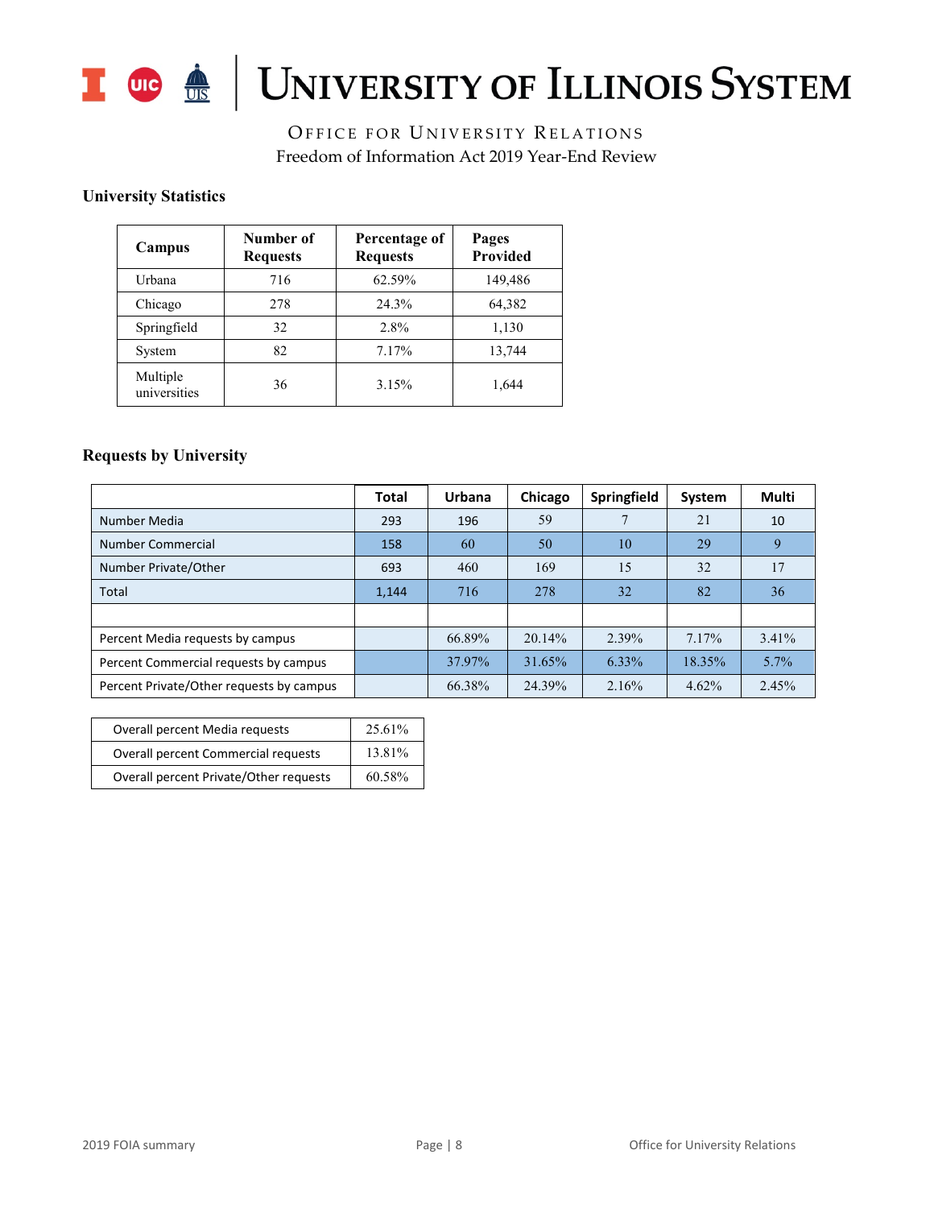# UNIVERSITY OF ILLINOIS SYSTEM

OFFICE FOR UNIVERSITY RELATIONS

Freedom of Information Act 2019 Year-End Review

### University Statistics

| Campus | Number of Requests | Percentage of Requests | Pages Provided |
|---|---|---|---|
| Urbana | 716 | 62.59% | 149,486 |
| Chicago | 278 | 24.3% | 64,382 |
| Springfield | 32 | 2.8% | 1,130 |
| System | 82 | 7.17% | 13,744 |
| Multiple universities | 36 | 3.15% | 1,644 |

### Requests by University

| | Total | Urbana | Chicago | Springfield | System | Multi |
|---|---|---|---|---|---|---|
| Number Media | 293 | 196 | 59 | 7 | 21 | 10 |
| Number Commercial | 158 | 60 | 50 | 10 | 29 | 9 |
| Number Private/Other | 693 | 460 | 169 | 15 | 32 | 17 |
| Total | 1,144 | 716 | 278 | 32 | 82 | 36 |
| | | | | | | |
| Percent Media requests by campus | | 66.89% | 20.14% | 2.39% | 7.17% | 3.41% |
| Percent Commercial requests by campus | | 37.97% | 31.65% | 6.33% | 18.35% | 5.7% |
| Percent Private/Other requests by campus | | 66.38% | 24.39% | 2.16% | 4.62% | 2.45% |

| | |
|---|---|
| Overall percent Media requests | 25.61% |
| Overall percent Commercial requests | 13.81% |
| Overall percent Private/Other requests | 60.58% |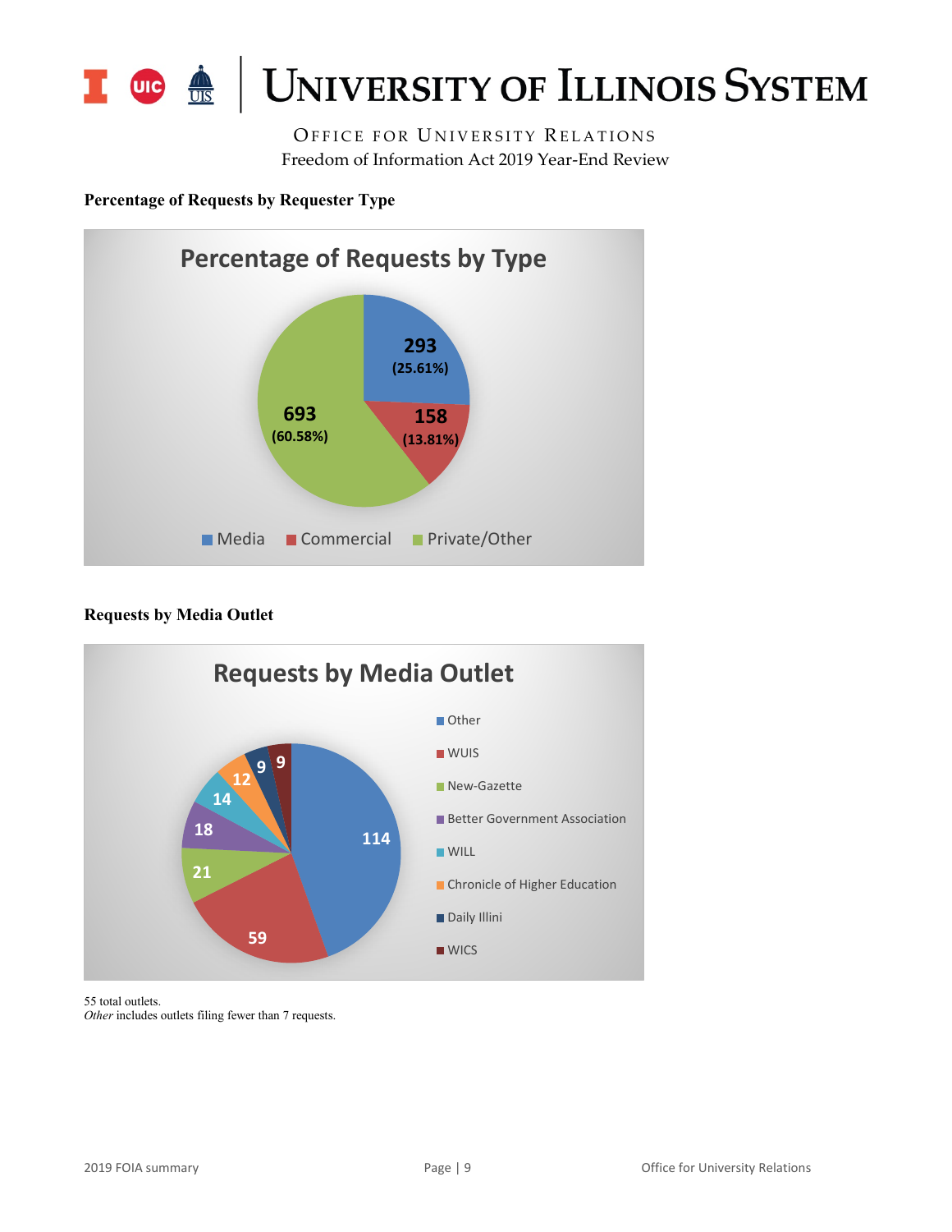# University of Illinois System

Office for University Relations

Freedom of Information Act 2019 Year-End Review

**Percentage of Requests by Requester Type**

Percentage of Requests by Type

293 (25.61%)

158 (13.81%)

693 (60.58%)

Media

Commercial

Private/Other

**Requests by Media Outlet**

Requests by Media Outlet

114

59

21

18

14

12

9

9

Other

WUIS

New-Gazette

Better Government Association

WILL

Chronicle of Higher Education

Daily Illini

WICS

55 total outlets.

*Other* includes outlets filing fewer than 7 requests.